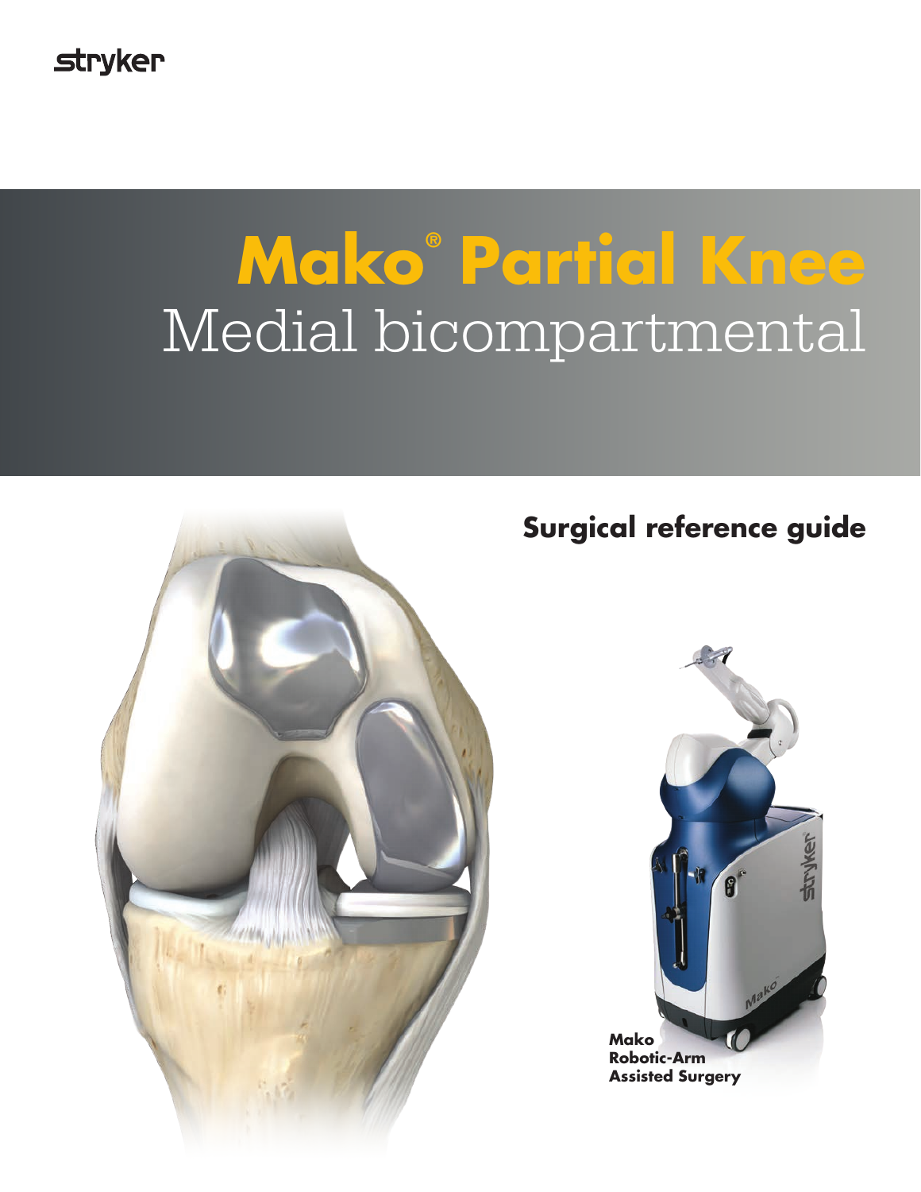stryker

# Mako® Partial Knee

## Medial bicompartmental

### Surgical reference guide

**Mako Robotic-Arm Assisted Surgery**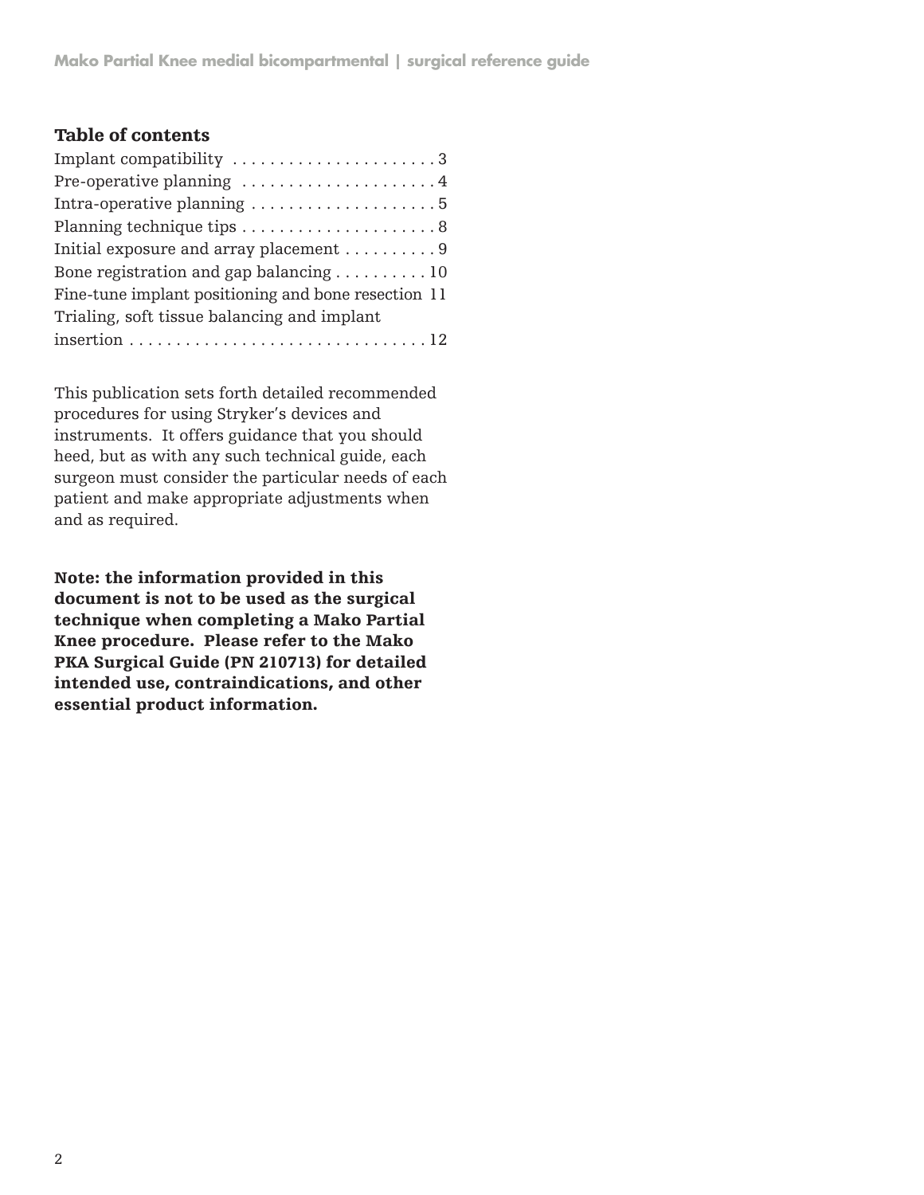## Table of contents

Implant compatibility . . . . . . . . . . . . . . . . . . . . . . 3
Pre-operative planning . . . . . . . . . . . . . . . . . . . . . 4
Intra-operative planning . . . . . . . . . . . . . . . . . . . . 5
Planning technique tips . . . . . . . . . . . . . . . . . . . . . 8
Initial exposure and array placement . . . . . . . . . . 9
Bone registration and gap balancing . . . . . . . . . . 10
Fine-tune implant positioning and bone resection 11
Trialing, soft tissue balancing and implant insertion . . . . . . . . . . . . . . . . . . . . . . . . . . . . . . . . 12

This publication sets forth detailed recommended procedures for using Stryker's devices and instruments. It offers guidance that you should heed, but as with any such technical guide, each surgeon must consider the particular needs of each patient and make appropriate adjustments when and as required.

**Note: the information provided in this document is not to be used as the surgical technique when completing a Mako Partial Knee procedure. Please refer to the Mako PKA Surgical Guide (PN 210713) for detailed intended use, contraindications, and other essential product information.**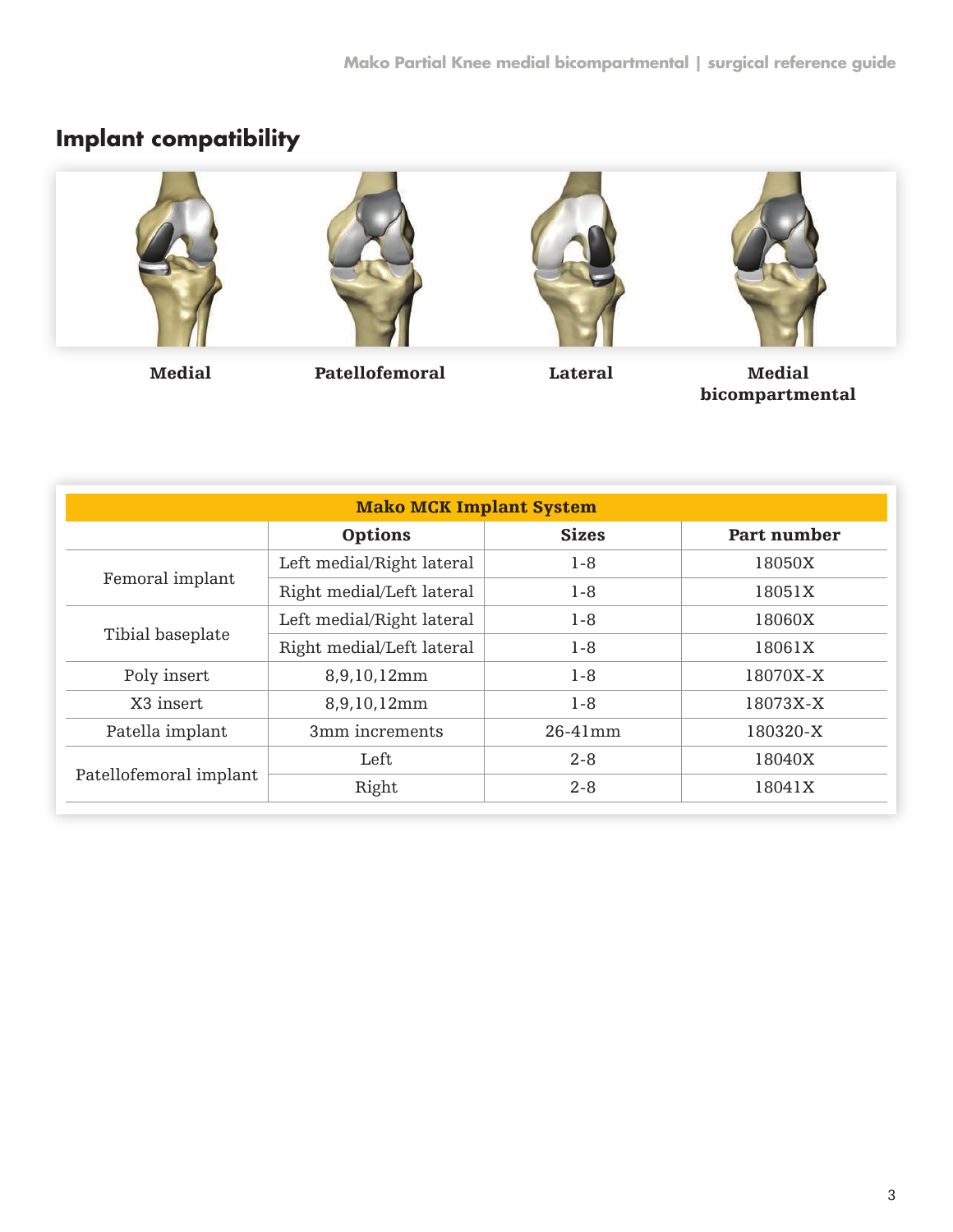## Implant compatibility

Medial | Patellofemoral | Lateral | Medial bicompartmental

| Mako MCK Implant System | | | |
|---|---|---|---|
| | **Options** | **Sizes** | **Part number** |
| Femoral implant | Left medial/Right lateral | 1-8 | 18050X |
| | Right medial/Left lateral | 1-8 | 18051X |
| Tibial baseplate | Left medial/Right lateral | 1-8 | 18060X |
| | Right medial/Left lateral | 1-8 | 18061X |
| Poly insert | 8,9,10,12mm | 1-8 | 18070X-X |
| X3 insert | 8,9,10,12mm | 1-8 | 18073X-X |
| Patella implant | 3mm increments | 26-41mm | 180320-X |
| Patellofemoral implant | Left | 2-8 | 18040X |
| | Right | 2-8 | 18041X |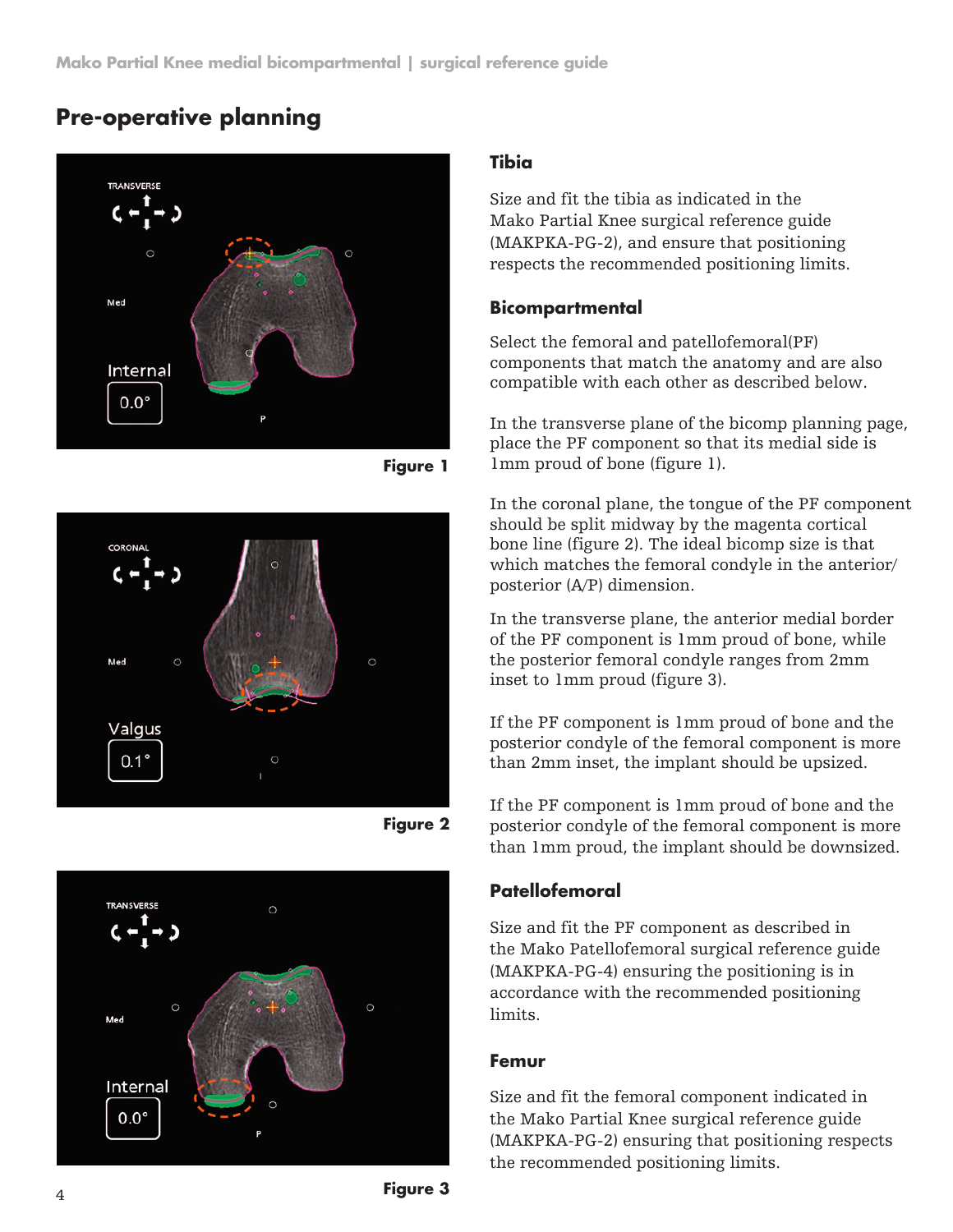## Pre-operative planning

Figure 1

Figure 2

Figure 3

### Tibia

Size and fit the tibia as indicated in the Mako Partial Knee surgical reference guide (MAKPKA-PG-2), and ensure that positioning respects the recommended positioning limits.

### Bicompartmental

Select the femoral and patellofemoral(PF) components that match the anatomy and are also compatible with each other as described below.

In the transverse plane of the bicomp planning page, place the PF component so that its medial side is 1mm proud of bone (figure 1).

In the coronal plane, the tongue of the PF component should be split midway by the magenta cortical bone line (figure 2). The ideal bicomp size is that which matches the femoral condyle in the anterior/posterior (A/P) dimension.

In the transverse plane, the anterior medial border of the PF component is 1mm proud of bone, while the posterior femoral condyle ranges from 2mm inset to 1mm proud (figure 3).

If the PF component is 1mm proud of bone and the posterior condyle of the femoral component is more than 2mm inset, the implant should be upsized.

If the PF component is 1mm proud of bone and the posterior condyle of the femoral component is more than 1mm proud, the implant should be downsized.

### Patellofemoral

Size and fit the PF component as described in the Mako Patellofemoral surgical reference guide (MAKPKA-PG-4) ensuring the positioning is in accordance with the recommended positioning limits.

### Femur

Size and fit the femoral component indicated in the Mako Partial Knee surgical reference guide (MAKPKA-PG-2) ensuring that positioning respects the recommended positioning limits.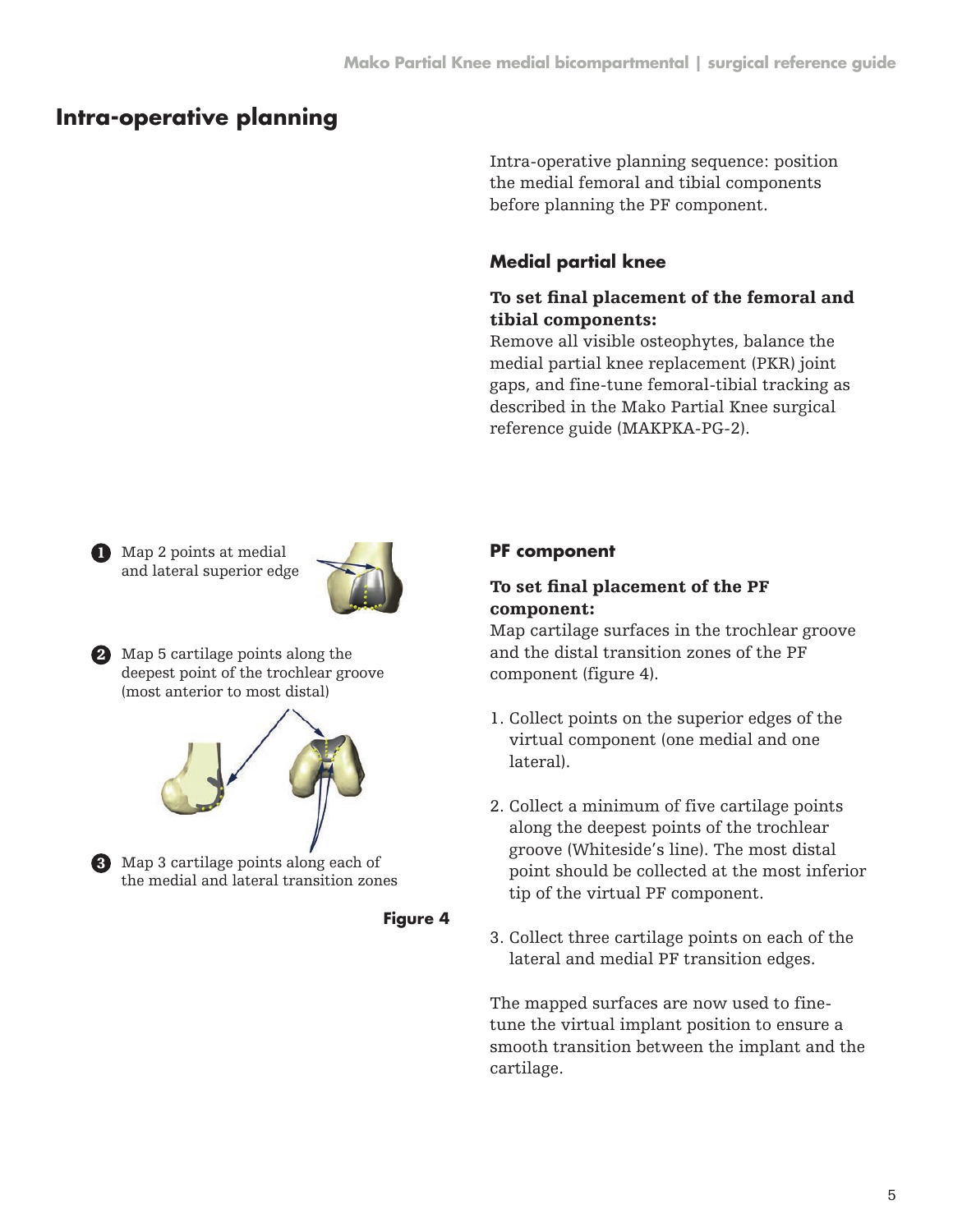# Intra-operative planning

Intra-operative planning sequence: position the medial femoral and tibial components before planning the PF component.

## Medial partial knee

**To set final placement of the femoral and tibial components:**
Remove all visible osteophytes, balance the medial partial knee replacement (PKR) joint gaps, and fine-tune femoral-tibial tracking as described in the Mako Partial Knee surgical reference guide (MAKPKA-PG-2).

1. Map 2 points at medial and lateral superior edge
2. Map 5 cartilage points along the deepest point of the trochlear groove (most anterior to most distal)
3. Map 3 cartilage points along each of the medial and lateral transition zones

**Figure 4**

## PF component

**To set final placement of the PF component:**
Map cartilage surfaces in the trochlear groove and the distal transition zones of the PF component (figure 4).

1. Collect points on the superior edges of the virtual component (one medial and one lateral).
2. Collect a minimum of five cartilage points along the deepest points of the trochlear groove (Whiteside's line). The most distal point should be collected at the most inferior tip of the virtual PF component.
3. Collect three cartilage points on each of the lateral and medial PF transition edges.

The mapped surfaces are now used to fine-tune the virtual implant position to ensure a smooth transition between the implant and the cartilage.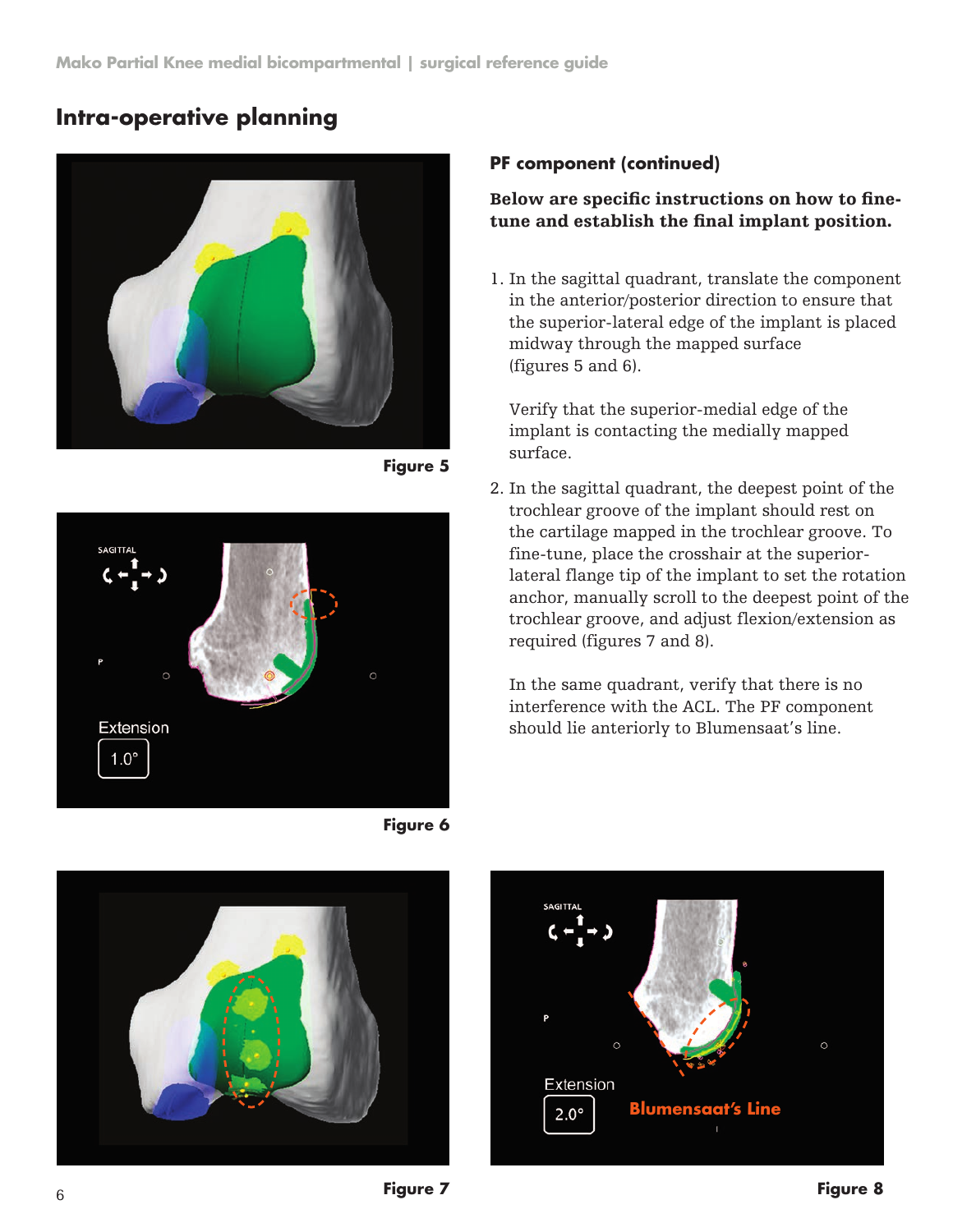## Intra-operative planning

Figure 5

Figure 6

### PF component (continued)

**Below are specific instructions on how to fine-tune and establish the final implant position.**

1. In the sagittal quadrant, translate the component in the anterior/posterior direction to ensure that the superior-lateral edge of the implant is placed midway through the mapped surface (figures 5 and 6).

   Verify that the superior-medial edge of the implant is contacting the medially mapped surface.

2. In the sagittal quadrant, the deepest point of the trochlear groove of the implant should rest on the cartilage mapped in the trochlear groove. To fine-tune, place the crosshair at the superior-lateral flange tip of the implant to set the rotation anchor, manually scroll to the deepest point of the trochlear groove, and adjust flexion/extension as required (figures 7 and 8).

   In the same quadrant, verify that there is no interference with the ACL. The PF component should lie anteriorly to Blumensaat's line.

Figure 7

Figure 8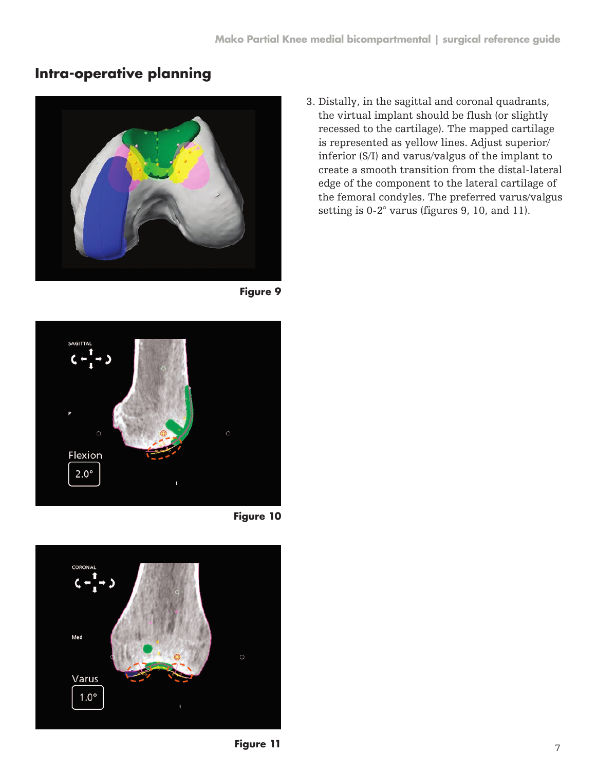## Intra-operative planning

Figure 9

Figure 10

Figure 11

3. Distally, in the sagittal and coronal quadrants, the virtual implant should be flush (or slightly recessed to the cartilage). The mapped cartilage is represented as yellow lines. Adjust superior/inferior (S/I) and varus/valgus of the implant to create a smooth transition from the distal-lateral edge of the component to the lateral cartilage of the femoral condyles. The preferred varus/valgus setting is 0-2° varus (figures 9, 10, and 11).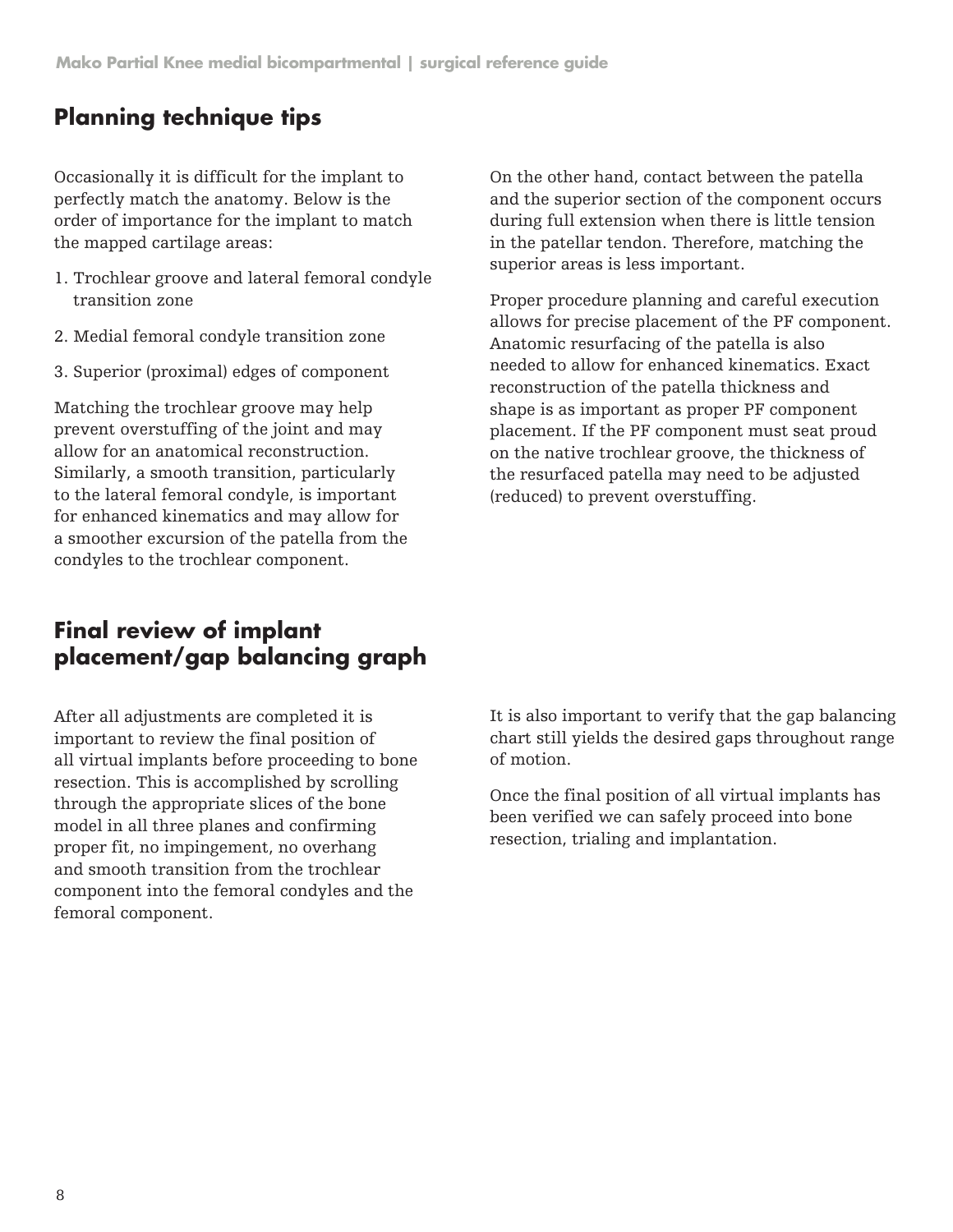## Planning technique tips

Occasionally it is difficult for the implant to perfectly match the anatomy. Below is the order of importance for the implant to match the mapped cartilage areas:

1. Trochlear groove and lateral femoral condyle transition zone
2. Medial femoral condyle transition zone
3. Superior (proximal) edges of component

Matching the trochlear groove may help prevent overstuffing of the joint and may allow for an anatomical reconstruction. Similarly, a smooth transition, particularly to the lateral femoral condyle, is important for enhanced kinematics and may allow for a smoother excursion of the patella from the condyles to the trochlear component.

On the other hand, contact between the patella and the superior section of the component occurs during full extension when there is little tension in the patellar tendon. Therefore, matching the superior areas is less important.

Proper procedure planning and careful execution allows for precise placement of the PF component. Anatomic resurfacing of the patella is also needed to allow for enhanced kinematics. Exact reconstruction of the patella thickness and shape is as important as proper PF component placement. If the PF component must seat proud on the native trochlear groove, the thickness of the resurfaced patella may need to be adjusted (reduced) to prevent overstuffing.

## Final review of implant placement/gap balancing graph

After all adjustments are completed it is important to review the final position of all virtual implants before proceeding to bone resection. This is accomplished by scrolling through the appropriate slices of the bone model in all three planes and confirming proper fit, no impingement, no overhang and smooth transition from the trochlear component into the femoral condyles and the femoral component.

It is also important to verify that the gap balancing chart still yields the desired gaps throughout range of motion.

Once the final position of all virtual implants has been verified we can safely proceed into bone resection, trialing and implantation.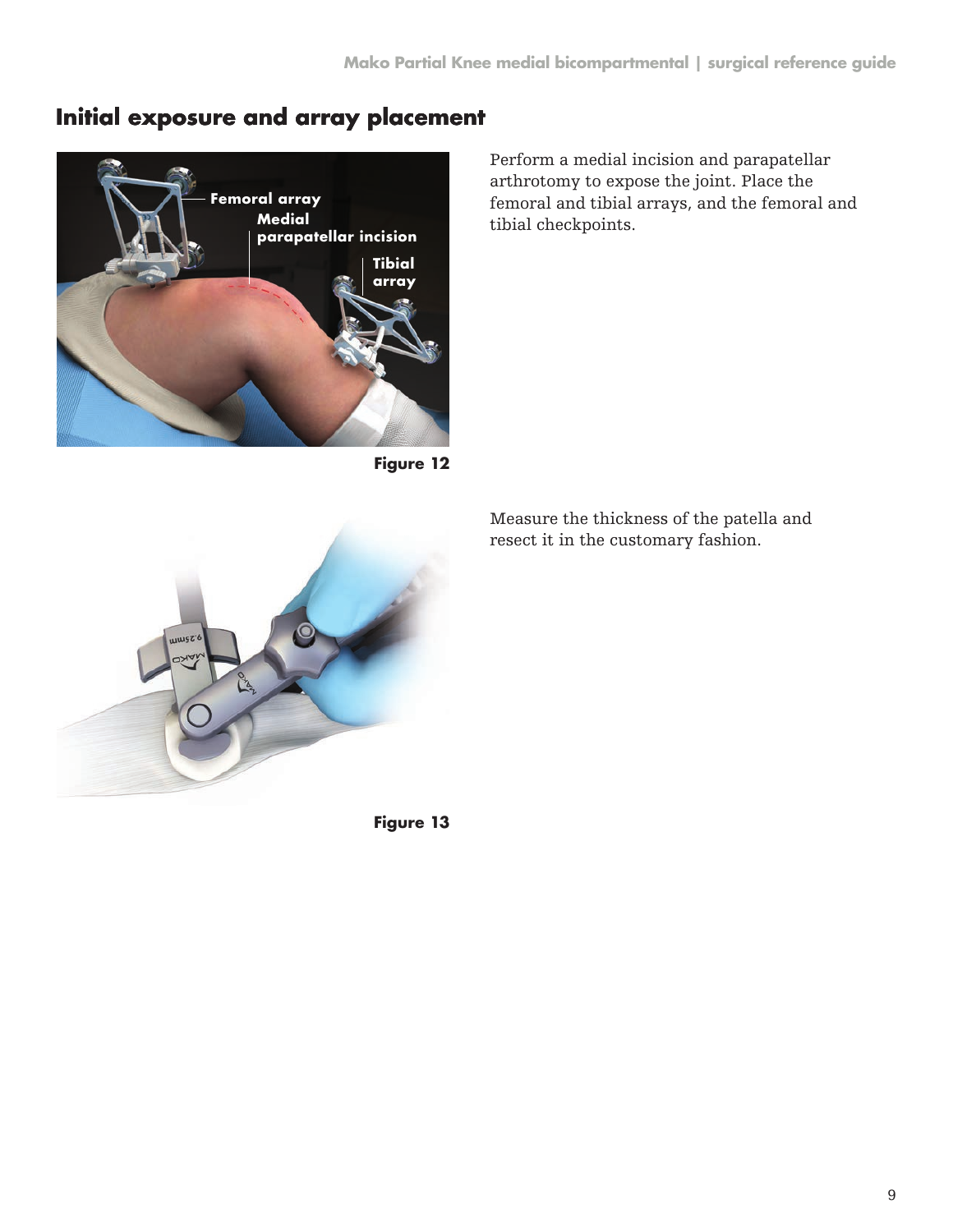## Initial exposure and array placement

Perform a medial incision and parapatellar arthrotomy to expose the joint. Place the femoral and tibial arrays, and the femoral and tibial checkpoints.

Figure 12

Measure the thickness of the patella and resect it in the customary fashion.

Figure 13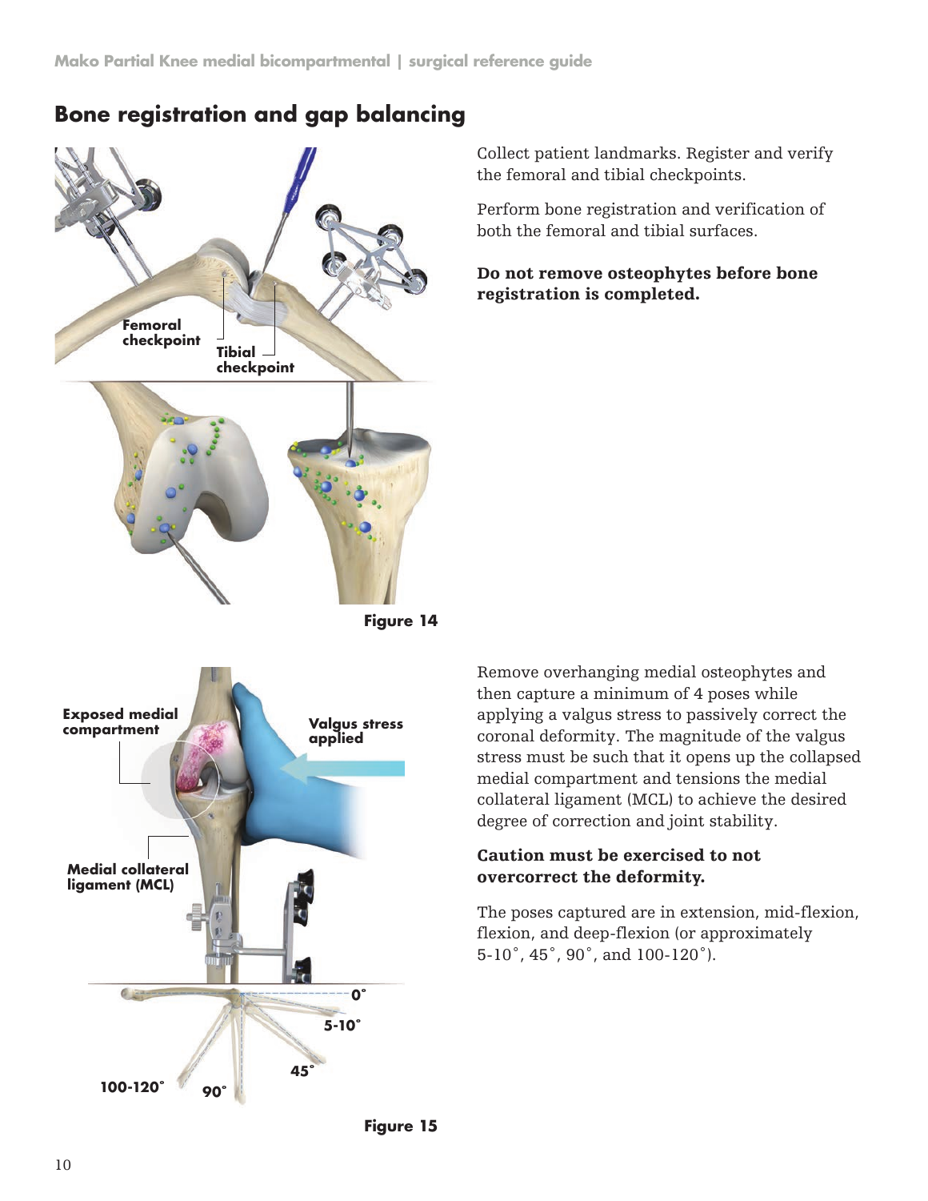## Bone registration and gap balancing

Collect patient landmarks. Register and verify the femoral and tibial checkpoints.

Perform bone registration and verification of both the femoral and tibial surfaces.

**Do not remove osteophytes before bone registration is completed.**

**Figure 14**

Remove overhanging medial osteophytes and then capture a minimum of 4 poses while applying a valgus stress to passively correct the coronal deformity. The magnitude of the valgus stress must be such that it opens up the collapsed medial compartment and tensions the medial collateral ligament (MCL) to achieve the desired degree of correction and joint stability.

**Caution must be exercised to not overcorrect the deformity.**

The poses captured are in extension, mid-flexion, flexion, and deep-flexion (or approximately 5-10˚, 45˚, 90˚, and 100-120˚).

**Figure 15**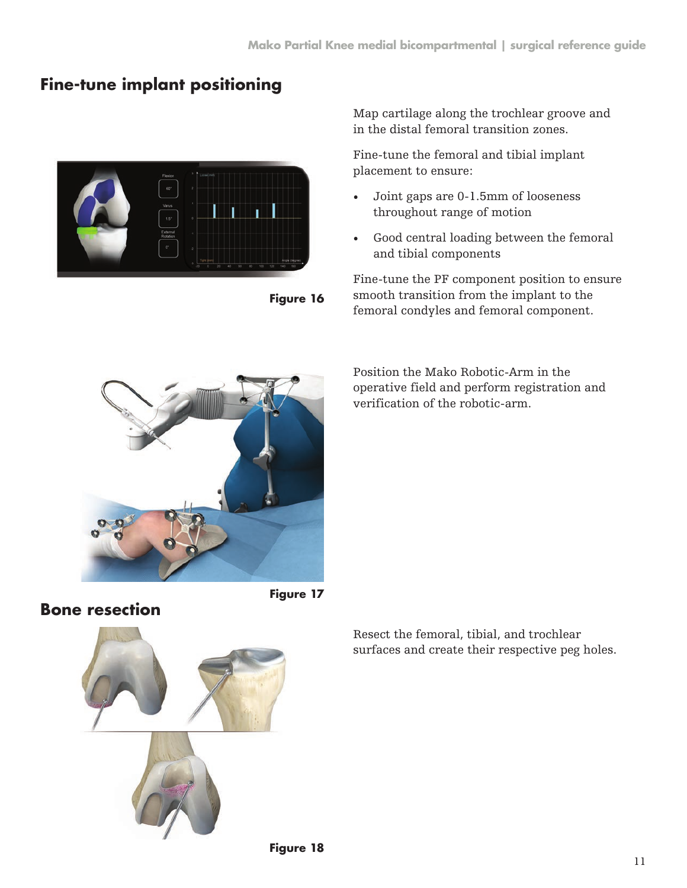## Fine-tune implant positioning

Figure 16

Map cartilage along the trochlear groove and in the distal femoral transition zones.

Fine-tune the femoral and tibial implant placement to ensure:

- Joint gaps are 0-1.5mm of looseness throughout range of motion
- Good central loading between the femoral and tibial components

Fine-tune the PF component position to ensure smooth transition from the implant to the femoral condyles and femoral component.

Figure 17

Position the Mako Robotic-Arm in the operative field and perform registration and verification of the robotic-arm.

## Bone resection

Figure 18

Resect the femoral, tibial, and trochlear surfaces and create their respective peg holes.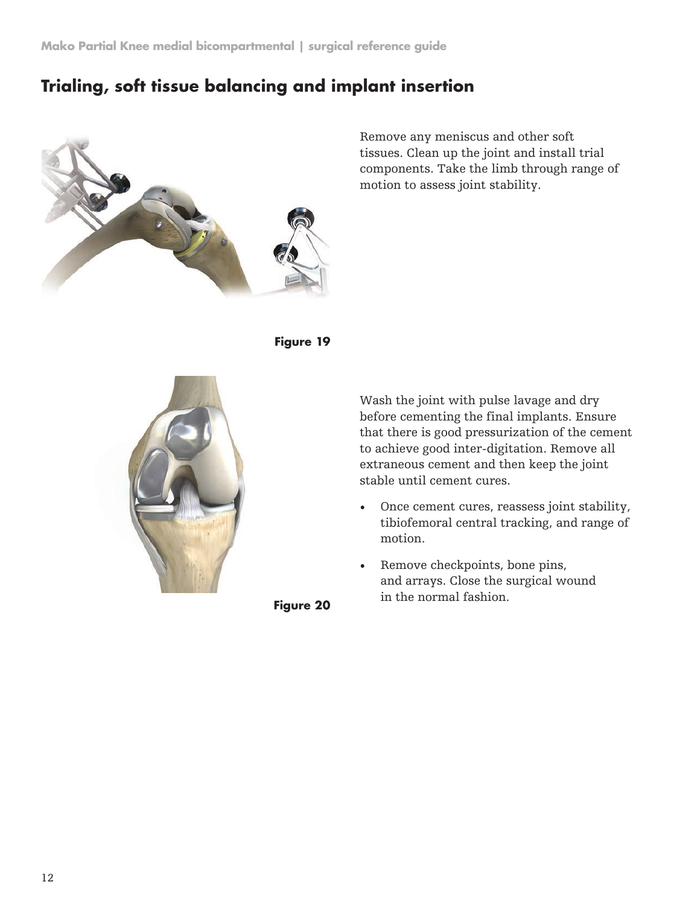## Trialing, soft tissue balancing and implant insertion

Remove any meniscus and other soft tissues. Clean up the joint and install trial components. Take the limb through range of motion to assess joint stability.

**Figure 19**

Wash the joint with pulse lavage and dry before cementing the final implants. Ensure that there is good pressurization of the cement to achieve good inter-digitation. Remove all extraneous cement and then keep the joint stable until cement cures.

- Once cement cures, reassess joint stability, tibiofemoral central tracking, and range of motion.
- Remove checkpoints, bone pins, and arrays. Close the surgical wound in the normal fashion.

**Figure 20**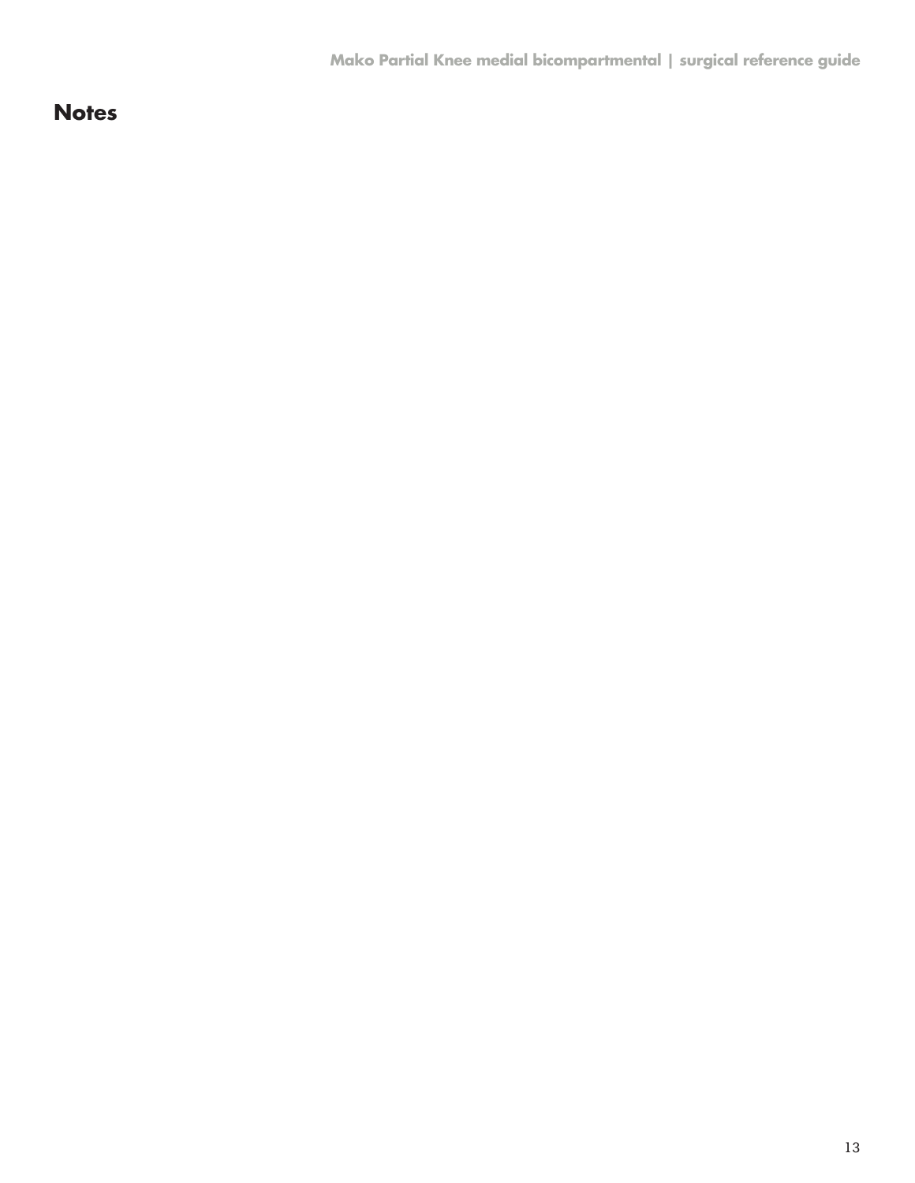## Notes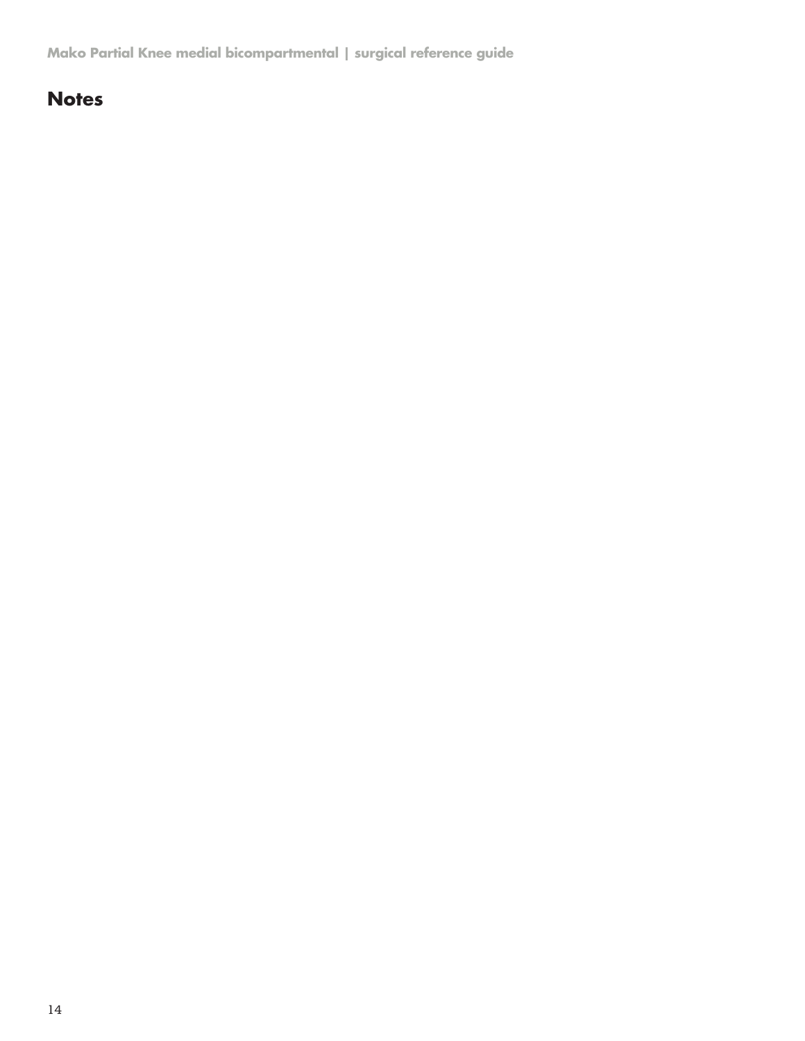## Notes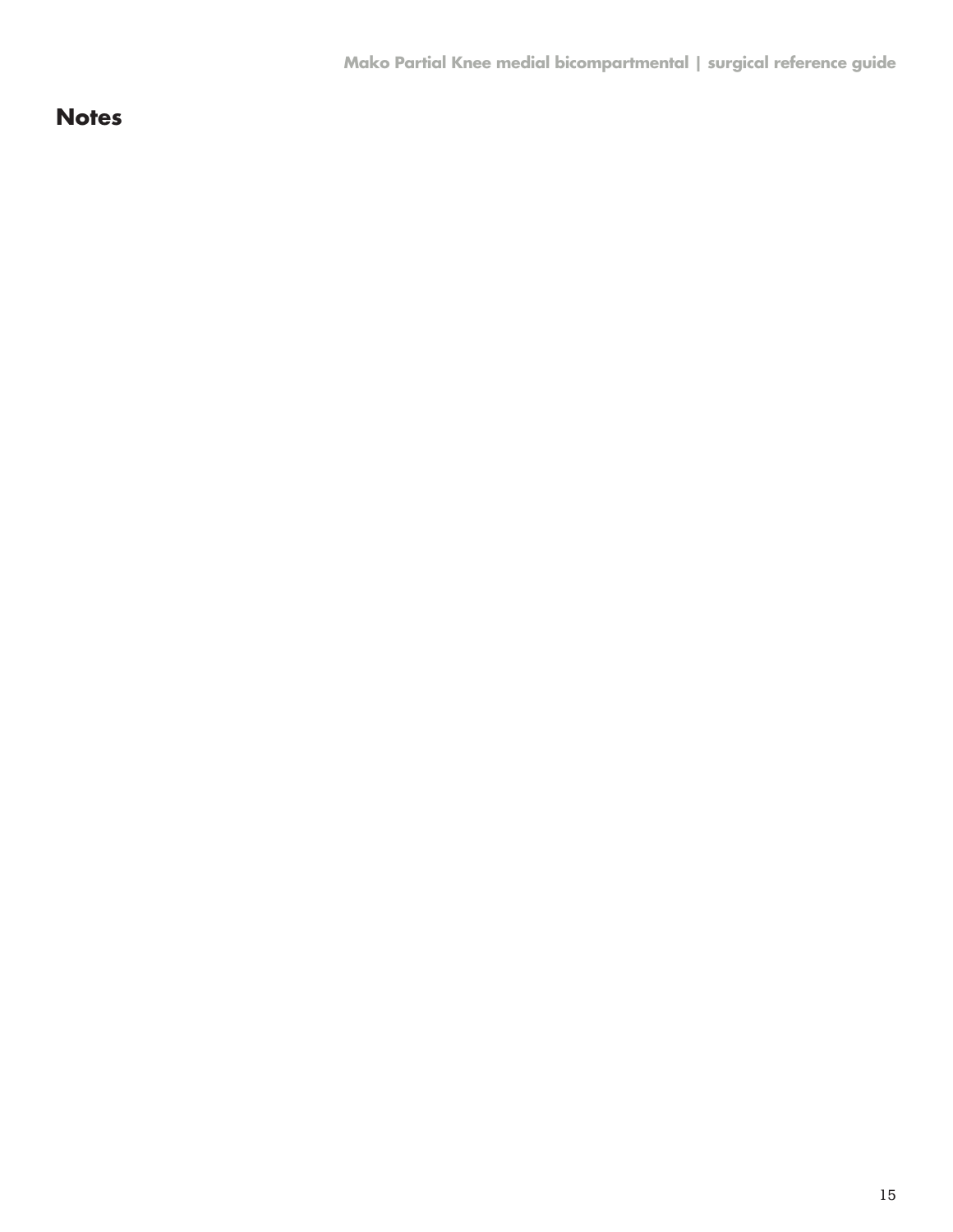## Notes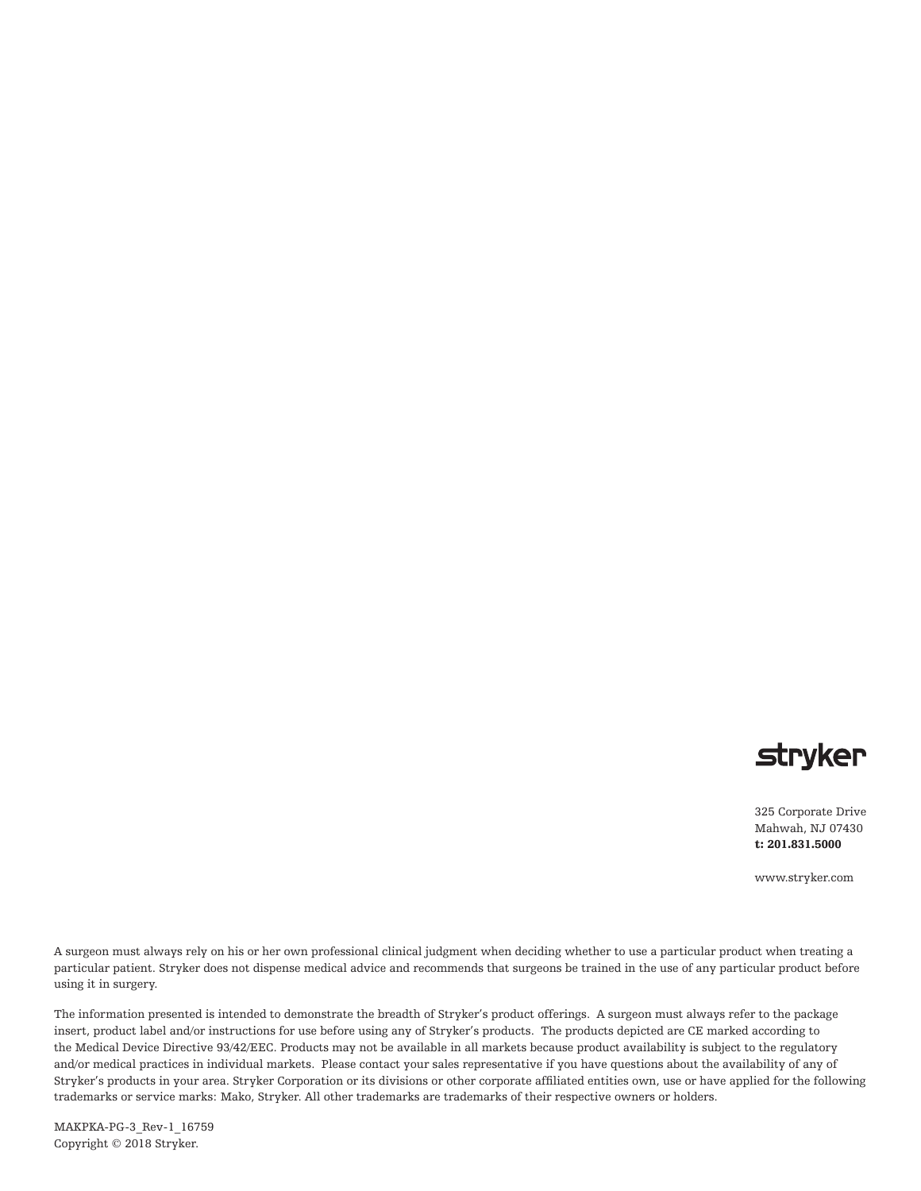stryker

325 Corporate Drive
Mahwah, NJ 07430
**t: 201.831.5000**

www.stryker.com

A surgeon must always rely on his or her own professional clinical judgment when deciding whether to use a particular product when treating a particular patient. Stryker does not dispense medical advice and recommends that surgeons be trained in the use of any particular product before using it in surgery.

The information presented is intended to demonstrate the breadth of Stryker's product offerings. A surgeon must always refer to the package insert, product label and/or instructions for use before using any of Stryker's products. The products depicted are CE marked according to the Medical Device Directive 93/42/EEC. Products may not be available in all markets because product availability is subject to the regulatory and/or medical practices in individual markets. Please contact your sales representative if you have questions about the availability of any of Stryker's products in your area. Stryker Corporation or its divisions or other corporate affiliated entities own, use or have applied for the following trademarks or service marks: Mako, Stryker. All other trademarks are trademarks of their respective owners or holders.

MAKPKA-PG-3_Rev-1_16759
Copyright © 2018 Stryker.